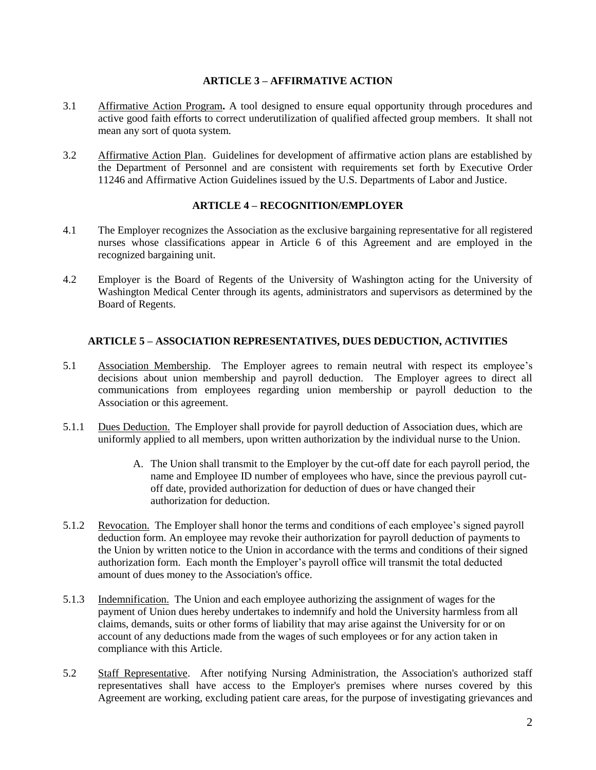## ARTICLE 3 – AFFIRMATIVE ACTION

3.1 Affirmative Action Program**.** A tool designed to ensure equal opportunity through procedures and active good faith efforts to correct underutilization of qualified affected group members. It shall not mean any sort of quota system.

3.2 Affirmative Action Plan. Guidelines for development of affirmative action plans are established by the Department of Personnel and are consistent with requirements set forth by Executive Order 11246 and Affirmative Action Guidelines issued by the U.S. Departments of Labor and Justice.

## ARTICLE 4 – RECOGNITION/EMPLOYER

4.1 The Employer recognizes the Association as the exclusive bargaining representative for all registered nurses whose classifications appear in Article 6 of this Agreement and are employed in the recognized bargaining unit.

4.2 Employer is the Board of Regents of the University of Washington acting for the University of Washington Medical Center through its agents, administrators and supervisors as determined by the Board of Regents.

## ARTICLE 5 – ASSOCIATION REPRESENTATIVES, DUES DEDUCTION, ACTIVITIES

5.1 Association Membership. The Employer agrees to remain neutral with respect its employee's decisions about union membership and payroll deduction. The Employer agrees to direct all communications from employees regarding union membership or payroll deduction to the Association or this agreement.

5.1.1 Dues Deduction. The Employer shall provide for payroll deduction of Association dues, which are uniformly applied to all members, upon written authorization by the individual nurse to the Union.

A. The Union shall transmit to the Employer by the cut-off date for each payroll period, the name and Employee ID number of employees who have, since the previous payroll cut-off date, provided authorization for deduction of dues or have changed their authorization for deduction.

5.1.2 Revocation. The Employer shall honor the terms and conditions of each employee's signed payroll deduction form. An employee may revoke their authorization for payroll deduction of payments to the Union by written notice to the Union in accordance with the terms and conditions of their signed authorization form. Each month the Employer's payroll office will transmit the total deducted amount of dues money to the Association's office.

5.1.3 Indemnification. The Union and each employee authorizing the assignment of wages for the payment of Union dues hereby undertakes to indemnify and hold the University harmless from all claims, demands, suits or other forms of liability that may arise against the University for or on account of any deductions made from the wages of such employees or for any action taken in compliance with this Article.

5.2 Staff Representative. After notifying Nursing Administration, the Association's authorized staff representatives shall have access to the Employer's premises where nurses covered by this Agreement are working, excluding patient care areas, for the purpose of investigating grievances and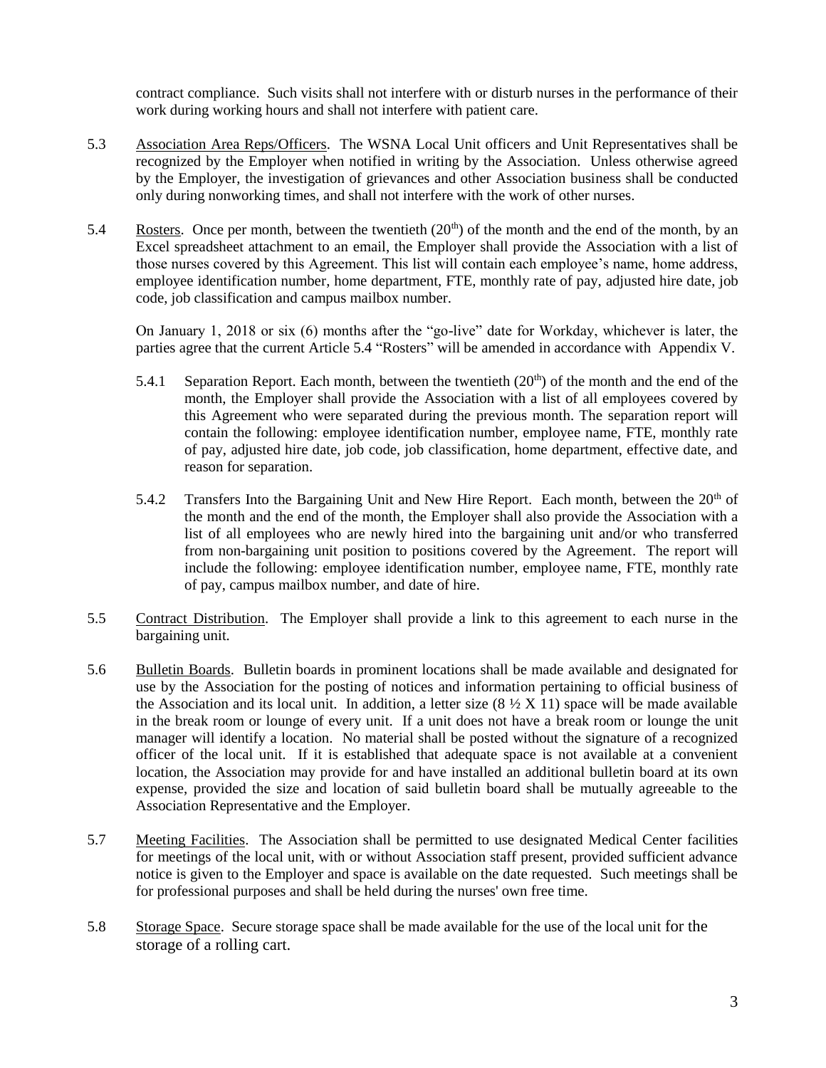contract compliance. Such visits shall not interfere with or disturb nurses in the performance of their work during working hours and shall not interfere with patient care.

5.3 Association Area Reps/Officers. The WSNA Local Unit officers and Unit Representatives shall be recognized by the Employer when notified in writing by the Association. Unless otherwise agreed by the Employer, the investigation of grievances and other Association business shall be conducted only during nonworking times, and shall not interfere with the work of other nurses.

5.4 Rosters. Once per month, between the twentieth (20th) of the month and the end of the month, by an Excel spreadsheet attachment to an email, the Employer shall provide the Association with a list of those nurses covered by this Agreement. This list will contain each employee's name, home address, employee identification number, home department, FTE, monthly rate of pay, adjusted hire date, job code, job classification and campus mailbox number.

On January 1, 2018 or six (6) months after the "go-live" date for Workday, whichever is later, the parties agree that the current Article 5.4 "Rosters" will be amended in accordance with Appendix V.

5.4.1 Separation Report. Each month, between the twentieth (20th) of the month and the end of the month, the Employer shall provide the Association with a list of all employees covered by this Agreement who were separated during the previous month. The separation report will contain the following: employee identification number, employee name, FTE, monthly rate of pay, adjusted hire date, job code, job classification, home department, effective date, and reason for separation.

5.4.2 Transfers Into the Bargaining Unit and New Hire Report. Each month, between the 20th of the month and the end of the month, the Employer shall also provide the Association with a list of all employees who are newly hired into the bargaining unit and/or who transferred from non-bargaining unit position to positions covered by the Agreement. The report will include the following: employee identification number, employee name, FTE, monthly rate of pay, campus mailbox number, and date of hire.

5.5 Contract Distribution. The Employer shall provide a link to this agreement to each nurse in the bargaining unit.

5.6 Bulletin Boards. Bulletin boards in prominent locations shall be made available and designated for use by the Association for the posting of notices and information pertaining to official business of the Association and its local unit. In addition, a letter size (8 ½ X 11) space will be made available in the break room or lounge of every unit. If a unit does not have a break room or lounge the unit manager will identify a location. No material shall be posted without the signature of a recognized officer of the local unit. If it is established that adequate space is not available at a convenient location, the Association may provide for and have installed an additional bulletin board at its own expense, provided the size and location of said bulletin board shall be mutually agreeable to the Association Representative and the Employer.

5.7 Meeting Facilities. The Association shall be permitted to use designated Medical Center facilities for meetings of the local unit, with or without Association staff present, provided sufficient advance notice is given to the Employer and space is available on the date requested. Such meetings shall be for professional purposes and shall be held during the nurses' own free time.

5.8 Storage Space. Secure storage space shall be made available for the use of the local unit for the storage of a rolling cart.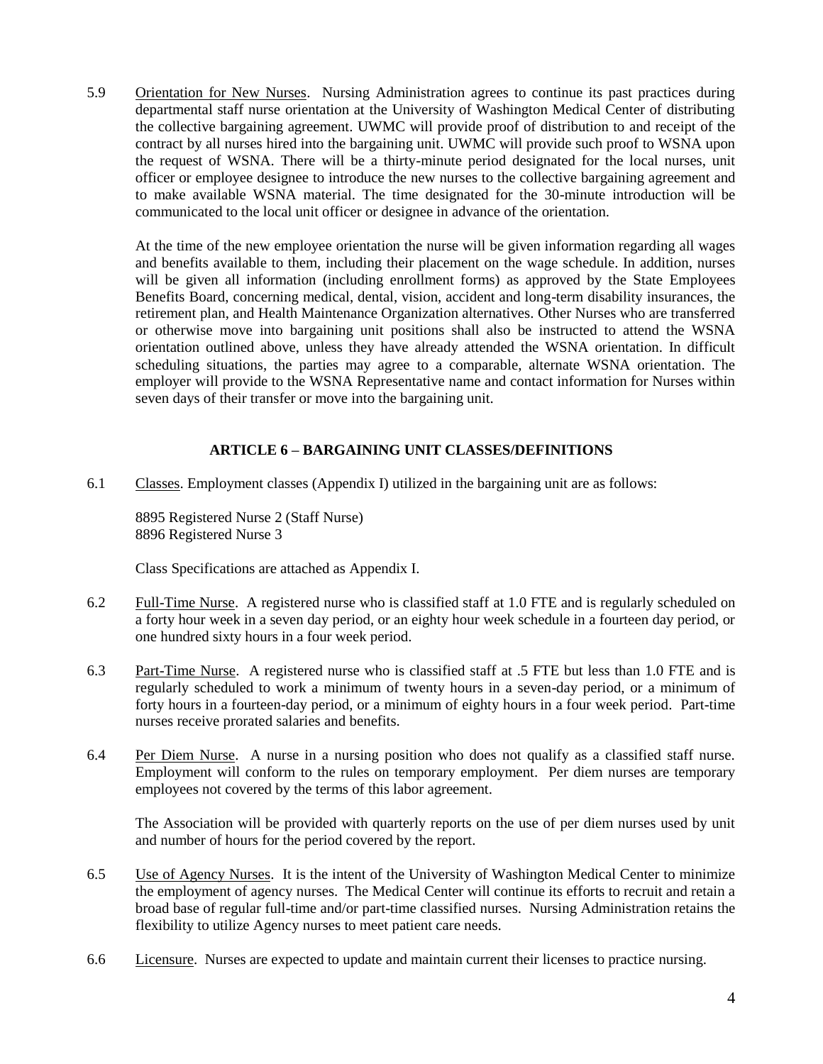5.9 Orientation for New Nurses. Nursing Administration agrees to continue its past practices during departmental staff nurse orientation at the University of Washington Medical Center of distributing the collective bargaining agreement. UWMC will provide proof of distribution to and receipt of the contract by all nurses hired into the bargaining unit. UWMC will provide such proof to WSNA upon the request of WSNA. There will be a thirty-minute period designated for the local nurses, unit officer or employee designee to introduce the new nurses to the collective bargaining agreement and to make available WSNA material. The time designated for the 30-minute introduction will be communicated to the local unit officer or designee in advance of the orientation.

At the time of the new employee orientation the nurse will be given information regarding all wages and benefits available to them, including their placement on the wage schedule. In addition, nurses will be given all information (including enrollment forms) as approved by the State Employees Benefits Board, concerning medical, dental, vision, accident and long-term disability insurances, the retirement plan, and Health Maintenance Organization alternatives. Other Nurses who are transferred or otherwise move into bargaining unit positions shall also be instructed to attend the WSNA orientation outlined above, unless they have already attended the WSNA orientation. In difficult scheduling situations, the parties may agree to a comparable, alternate WSNA orientation. The employer will provide to the WSNA Representative name and contact information for Nurses within seven days of their transfer or move into the bargaining unit.

## ARTICLE 6 – BARGAINING UNIT CLASSES/DEFINITIONS

6.1 Classes. Employment classes (Appendix I) utilized in the bargaining unit are as follows:

8895 Registered Nurse 2 (Staff Nurse)
8896 Registered Nurse 3

Class Specifications are attached as Appendix I.

6.2 Full-Time Nurse. A registered nurse who is classified staff at 1.0 FTE and is regularly scheduled on a forty hour week in a seven day period, or an eighty hour week schedule in a fourteen day period, or one hundred sixty hours in a four week period.

6.3 Part-Time Nurse. A registered nurse who is classified staff at .5 FTE but less than 1.0 FTE and is regularly scheduled to work a minimum of twenty hours in a seven-day period, or a minimum of forty hours in a fourteen-day period, or a minimum of eighty hours in a four week period. Part-time nurses receive prorated salaries and benefits.

6.4 Per Diem Nurse. A nurse in a nursing position who does not qualify as a classified staff nurse. Employment will conform to the rules on temporary employment. Per diem nurses are temporary employees not covered by the terms of this labor agreement.

The Association will be provided with quarterly reports on the use of per diem nurses used by unit and number of hours for the period covered by the report.

6.5 Use of Agency Nurses. It is the intent of the University of Washington Medical Center to minimize the employment of agency nurses. The Medical Center will continue its efforts to recruit and retain a broad base of regular full-time and/or part-time classified nurses. Nursing Administration retains the flexibility to utilize Agency nurses to meet patient care needs.

6.6 Licensure. Nurses are expected to update and maintain current their licenses to practice nursing.